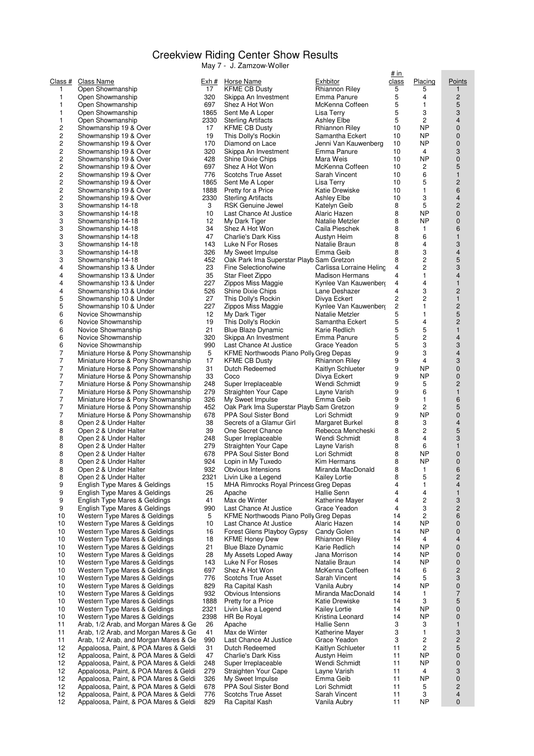# Creekview Riding Center Show Results

May 7 - J. Zamzow-Woller

| Class # | Class Name | Exh # | Horse Name | Exhbitor | # in class | Placing | Points |
|---|---|---|---|---|---|---|---|
| 1 | Open Showmanship | 17 | KFME CB Dusty | Rhiannon Riley | 5 | 5 | 1 |
| 1 | Open Showmanship | 320 | Skippa An Investment | Emma Panure | 5 | 4 | 2 |
| 1 | Open Showmanship | 697 | Shez A Hot Won | McKenna Coffeen | 5 | 1 | 5 |
| 1 | Open Showmanship | 1865 | Sent Me A Loper | Lisa Terry | 5 | 3 | 3 |
| 1 | Open Showmanship | 2330 | Sterling Artifacts | Ashley Elbe | 5 | 2 | 4 |
| 2 | Showmanship 19 & Over | 17 | KFME CB Dusty | Rhiannon Riley | 10 | NP | 0 |
| 2 | Showmanship 19 & Over | 19 | This Dolly's Rockin | Samantha Eckert | 10 | NP | 0 |
| 2 | Showmanship 19 & Over | 170 | Diamond on Lace | Jenni Van Kauwenberg | 10 | NP | 0 |
| 2 | Showmanship 19 & Over | 320 | Skippa An Investment | Emma Panure | 10 | 4 | 3 |
| 2 | Showmanship 19 & Over | 428 | Shine Dixie Chips | Mara Weis | 10 | NP | 0 |
| 2 | Showmanship 19 & Over | 697 | Shez A Hot Won | McKenna Coffeen | 10 | 2 | 5 |
| 2 | Showmanship 19 & Over | 776 | Scotchs True Asset | Sarah Vincent | 10 | 6 | 1 |
| 2 | Showmanship 19 & Over | 1865 | Sent Me A Loper | Lisa Terry | 10 | 5 | 2 |
| 2 | Showmanship 19 & Over | 1888 | Pretty for a Price | Katie Drewiske | 10 | 1 | 6 |
| 2 | Showmanship 19 & Over | 2330 | Sterling Artifacts | Ashley Elbe | 10 | 3 | 4 |
| 3 | Showmanship 14-18 | 3 | RSK Genuine Jewel | Katelyn Geib | 8 | 5 | 2 |
| 3 | Showmanship 14-18 | 10 | Last Chance At Justice | Alaric Hazen | 8 | NP | 0 |
| 3 | Showmanship 14-18 | 12 | My Dark Tiger | Natalie Metzler | 8 | NP | 0 |
| 3 | Showmanship 14-18 | 34 | Shez A Hot Won | Caila Pieschek | 8 | 1 | 6 |
| 3 | Showmanship 14-18 | 47 | Charlie's Dark Kiss | Austyn Heim | 8 | 6 | 1 |
| 3 | Showmanship 14-18 | 143 | Luke N For Roses | Natalie Braun | 8 | 4 | 3 |
| 3 | Showmanship 14-18 | 326 | My Sweet Impulse | Emma Geib | 8 | 3 | 4 |
| 3 | Showmanship 14-18 | 452 | Oak Park Ima Superstar Playb | Sam Gretzon | 8 | 2 | 5 |
| 4 | Showmanship 13 & Under | 23 | Fine Selectionofwine | Carlissa Lorraine Heling | 4 | 2 | 3 |
| 4 | Showmanship 13 & Under | 35 | Star Fleet Zippo | Madison Hermans | 4 | 1 | 4 |
| 4 | Showmanship 13 & Under | 227 | Zippos Miss Maggie | Kynlee Van Kauwenberg | 4 | 4 | 1 |
| 4 | Showmanship 13 & Under | 526 | Shine Dixie Chips | Lane Deshazer | 4 | 3 | 2 |
| 5 | Showmanship 10 & Under | 27 | This Dolly's Rockin | Divya Eckert | 2 | 2 | 1 |
| 5 | Showmanship 10 & Under | 227 | Zippos Miss Maggie | Kynlee Van Kauwenberg | 2 | 1 | 2 |
| 6 | Novice Showmanship | 12 | My Dark Tiger | Natalie Metzler | 5 | 1 | 5 |
| 6 | Novice Showmanship | 19 | This Dolly's Rockin | Samantha Eckert | 5 | 4 | 2 |
| 6 | Novice Showmanship | 21 | Blue Blaze Dynamic | Karie Redlich | 5 | 5 | 1 |
| 6 | Novice Showmanship | 320 | Skippa An Investment | Emma Panure | 5 | 2 | 4 |
| 6 | Novice Showmanship | 990 | Last Chance At Justice | Grace Yeadon | 5 | 3 | 3 |
| 7 | Miniature Horse & Pony Showmanship | 5 | KFME Northwoods Piano Polly | Greg Depas | 9 | 3 | 4 |
| 7 | Miniature Horse & Pony Showmanship | 17 | KFME CB Dusty | Rhiannon Riley | 9 | 4 | 3 |
| 7 | Miniature Horse & Pony Showmanship | 31 | Dutch Redeemed | Kaitlyn Schlueter | 9 | NP | 0 |
| 7 | Miniature Horse & Pony Showmanship | 33 | Coco | Divya Eckert | 9 | NP | 0 |
| 7 | Miniature Horse & Pony Showmanship | 248 | Super Irreplaceable | Wendi Schmidt | 9 | 5 | 2 |
| 7 | Miniature Horse & Pony Showmanship | 279 | Straighten Your Cape | Layne Varish | 9 | 6 | 1 |
| 7 | Miniature Horse & Pony Showmanship | 326 | My Sweet Impulse | Emma Geib | 9 | 1 | 6 |
| 7 | Miniature Horse & Pony Showmanship | 452 | Oak Park Ima Superstar Playb | Sam Gretzon | 9 | 2 | 5 |
| 7 | Miniature Horse & Pony Showmanship | 678 | PPA Soul Sister Bond | Lori Schmidt | 9 | NP | 0 |
| 8 | Open 2 & Under Halter | 38 | Secrets of a Glamur Girl | Margaret Burkel | 8 | 3 | 4 |
| 8 | Open 2 & Under Halter | 39 | One Secret Chance | Rebecca Mencheski | 8 | 2 | 5 |
| 8 | Open 2 & Under Halter | 248 | Super Irreplaceable | Wendi Schmidt | 8 | 4 | 3 |
| 8 | Open 2 & Under Halter | 279 | Straighten Your Cape | Layne Varish | 8 | 6 | 1 |
| 8 | Open 2 & Under Halter | 678 | PPA Soul Sister Bond | Lori Schmidt | 8 | NP | 0 |
| 8 | Open 2 & Under Halter | 924 | Lopin in My Tuxedo | Kim Hermans | 8 | NP | 0 |
| 8 | Open 2 & Under Halter | 932 | Obvious Intensions | Miranda MacDonald | 8 | 1 | 6 |
| 8 | Open 2 & Under Halter | 2321 | Livin Like a Legend | Kailey Lortie | 8 | 5 | 2 |
| 9 | English Type Mares & Geldings | 15 | MHA Rimrocks Royal Princess | Greg Depas | 4 | 1 | 4 |
| 9 | English Type Mares & Geldings | 26 | Apache | Hallie Senn | 4 | 4 | 1 |
| 9 | English Type Mares & Geldings | 41 | Max de Winter | Katherine Mayer | 4 | 2 | 3 |
| 9 | English Type Mares & Geldings | 990 | Last Chance At Justice | Grace Yeadon | 4 | 3 | 2 |
| 10 | Western Type Mares & Geldings | 5 | KFME Northwoods Piano Polly | Greg Depas | 14 | 2 | 6 |
| 10 | Western Type Mares & Geldings | 10 | Last Chance At Justice | Alaric Hazen | 14 | NP | 0 |
| 10 | Western Type Mares & Geldings | 16 | Forest Glens Playboy Gypsy | Candy Golen | 14 | NP | 0 |
| 10 | Western Type Mares & Geldings | 18 | KFME Honey Dew | Rhiannon Riley | 14 | 4 | 4 |
| 10 | Western Type Mares & Geldings | 21 | Blue Blaze Dynamic | Karie Redlich | 14 | NP | 0 |
| 10 | Western Type Mares & Geldings | 28 | My Assets Loped Away | Jana Morrison | 14 | NP | 0 |
| 10 | Western Type Mares & Geldings | 143 | Luke N For Roses | Natalie Braun | 14 | NP | 0 |
| 10 | Western Type Mares & Geldings | 697 | Shez A Hot Won | McKenna Coffeen | 14 | 6 | 2 |
| 10 | Western Type Mares & Geldings | 776 | Scotchs True Asset | Sarah Vincent | 14 | 5 | 3 |
| 10 | Western Type Mares & Geldings | 829 | Ra Capital Kash | Vanila Aubry | 14 | NP | 0 |
| 10 | Western Type Mares & Geldings | 932 | Obvious Intensions | Miranda MacDonald | 14 | 1 | 7 |
| 10 | Western Type Mares & Geldings | 1888 | Pretty for a Price | Katie Drewiske | 14 | 3 | 5 |
| 10 | Western Type Mares & Geldings | 2321 | Livin Like a Legend | Kailey Lortie | 14 | NP | 0 |
| 10 | Western Type Mares & Geldings | 2398 | HR Be Royal | Kristina Leonard | 14 | NP | 0 |
| 11 | Arab, 1/2 Arab, and Morgan Mares & Ge | 26 | Apache | Hallie Senn | 3 | 3 | 1 |
| 11 | Arab, 1/2 Arab, and Morgan Mares & Ge | 41 | Max de Winter | Katherine Mayer | 3 | 1 | 3 |
| 11 | Arab, 1/2 Arab, and Morgan Mares & Ge | 990 | Last Chance At Justice | Grace Yeadon | 3 | 2 | 2 |
| 12 | Appaloosa, Paint, & POA Mares & Geldi | 31 | Dutch Redeemed | Kaitlyn Schlueter | 11 | 2 | 5 |
| 12 | Appaloosa, Paint, & POA Mares & Geldi | 47 | Charlie's Dark Kiss | Austyn Heim | 11 | NP | 0 |
| 12 | Appaloosa, Paint, & POA Mares & Geldi | 248 | Super Irreplaceable | Wendi Schmidt | 11 | NP | 0 |
| 12 | Appaloosa, Paint, & POA Mares & Geldi | 279 | Straighten Your Cape | Layne Varish | 11 | 4 | 3 |
| 12 | Appaloosa, Paint, & POA Mares & Geldi | 326 | My Sweet Impulse | Emma Geib | 11 | NP | 0 |
| 12 | Appaloosa, Paint, & POA Mares & Geldi | 678 | PPA Soul Sister Bond | Lori Schmidt | 11 | 5 | 2 |
| 12 | Appaloosa, Paint, & POA Mares & Geldi | 776 | Scotchs True Asset | Sarah Vincent | 11 | 3 | 4 |
| 12 | Appaloosa, Paint, & POA Mares & Geldi | 829 | Ra Capital Kash | Vanila Aubry | 11 | NP | 0 |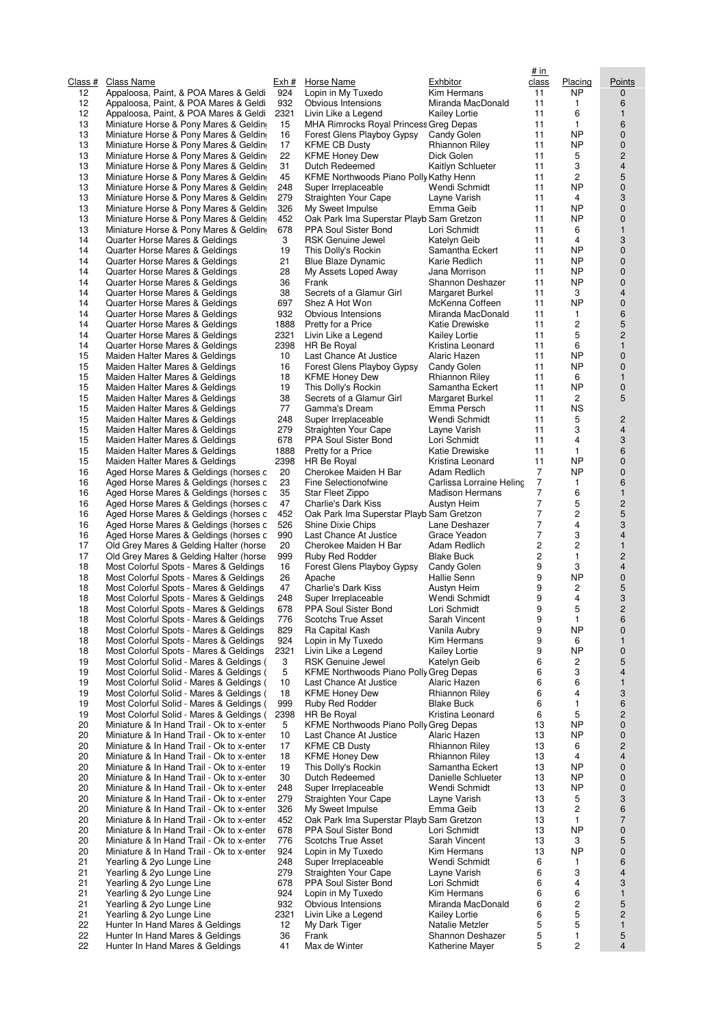| Class # | Class Name | Exh # | Horse Name | Exhbitor | # in class | Placing | Points |
|---|---|---|---|---|---|---|---|
| 12 | Appaloosa, Paint, & POA Mares & Geldi | 924 | Lopin in My Tuxedo | Kim Hermans | 11 | NP | 0 |
| 12 | Appaloosa, Paint, & POA Mares & Geldi | 932 | Obvious Intensions | Miranda MacDonald | 11 | 1 | 6 |
| 12 | Appaloosa, Paint, & POA Mares & Geldi | 2321 | Livin Like a Legend | Kailey Lortie | 11 | 6 | 1 |
| 13 | Miniature Horse & Pony Mares & Geldin | 15 | MHA Rimrocks Royal Princess | Greg Depas | 11 | 1 | 6 |
| 13 | Miniature Horse & Pony Mares & Geldin | 16 | Forest Glens Playboy Gypsy | Candy Golen | 11 | NP | 0 |
| 13 | Miniature Horse & Pony Mares & Geldin | 17 | KFME CB Dusty | Rhiannon Riley | 11 | NP | 0 |
| 13 | Miniature Horse & Pony Mares & Geldin | 22 | KFME Honey Dew | Dick Golen | 11 | 5 | 2 |
| 13 | Miniature Horse & Pony Mares & Geldin | 31 | Dutch Redeemed | Kaitlyn Schlueter | 11 | 3 | 4 |
| 13 | Miniature Horse & Pony Mares & Geldin | 45 | KFME Northwoods Piano Polly | Kathy Henn | 11 | 2 | 5 |
| 13 | Miniature Horse & Pony Mares & Geldin | 248 | Super Irreplaceable | Wendi Schmidt | 11 | NP | 0 |
| 13 | Miniature Horse & Pony Mares & Geldin | 279 | Straighten Your Cape | Layne Varish | 11 | 4 | 3 |
| 13 | Miniature Horse & Pony Mares & Geldin | 326 | My Sweet Impulse | Emma Geib | 11 | NP | 0 |
| 13 | Miniature Horse & Pony Mares & Geldin | 452 | Oak Park Ima Superstar Playb | Sam Gretzon | 11 | NP | 0 |
| 13 | Miniature Horse & Pony Mares & Geldin | 678 | PPA Soul Sister Bond | Lori Schmidt | 11 | 6 | 1 |
| 14 | Quarter Horse Mares & Geldings | 3 | RSK Genuine Jewel | Katelyn Geib | 11 | 4 | 3 |
| 14 | Quarter Horse Mares & Geldings | 19 | This Dolly's Rockin | Samantha Eckert | 11 | NP | 0 |
| 14 | Quarter Horse Mares & Geldings | 21 | Blue Blaze Dynamic | Karie Redlich | 11 | NP | 0 |
| 14 | Quarter Horse Mares & Geldings | 28 | My Assets Loped Away | Jana Morrison | 11 | NP | 0 |
| 14 | Quarter Horse Mares & Geldings | 36 | Frank | Shannon Deshazer | 11 | NP | 0 |
| 14 | Quarter Horse Mares & Geldings | 38 | Secrets of a Glamur Girl | Margaret Burkel | 11 | 3 | 4 |
| 14 | Quarter Horse Mares & Geldings | 697 | Shez A Hot Won | McKenna Coffeen | 11 | NP | 0 |
| 14 | Quarter Horse Mares & Geldings | 932 | Obvious Intensions | Miranda MacDonald | 11 | 1 | 6 |
| 14 | Quarter Horse Mares & Geldings | 1888 | Pretty for a Price | Katie Drewiske | 11 | 2 | 5 |
| 14 | Quarter Horse Mares & Geldings | 2321 | Livin Like a Legend | Kailey Lortie | 11 | 5 | 2 |
| 14 | Quarter Horse Mares & Geldings | 2398 | HR Be Royal | Kristina Leonard | 11 | 6 | 1 |
| 15 | Maiden Halter Mares & Geldings | 10 | Last Chance At Justice | Alaric Hazen | 11 | NP | 0 |
| 15 | Maiden Halter Mares & Geldings | 16 | Forest Glens Playboy Gypsy | Candy Golen | 11 | NP | 0 |
| 15 | Maiden Halter Mares & Geldings | 18 | KFME Honey Dew | Rhiannon Riley | 11 | 6 | 1 |
| 15 | Maiden Halter Mares & Geldings | 19 | This Dolly's Rockin | Samantha Eckert | 11 | NP | 0 |
| 15 | Maiden Halter Mares & Geldings | 38 | Secrets of a Glamur Girl | Margaret Burkel | 11 | 2 | 5 |
| 15 | Maiden Halter Mares & Geldings | 77 | Gamma's Dream | Emma Persch | 11 | NS | |
| 15 | Maiden Halter Mares & Geldings | 248 | Super Irreplaceable | Wendi Schmidt | 11 | 5 | 2 |
| 15 | Maiden Halter Mares & Geldings | 279 | Straighten Your Cape | Layne Varish | 11 | 3 | 4 |
| 15 | Maiden Halter Mares & Geldings | 678 | PPA Soul Sister Bond | Lori Schmidt | 11 | 4 | 3 |
| 15 | Maiden Halter Mares & Geldings | 1888 | Pretty for a Price | Katie Drewiske | 11 | 1 | 6 |
| 15 | Maiden Halter Mares & Geldings | 2398 | HR Be Royal | Kristina Leonard | 11 | NP | 0 |
| 16 | Aged Horse Mares & Geldings (horses c | 20 | Cherokee Maiden H Bar | Adam Redlich | 7 | NP | 0 |
| 16 | Aged Horse Mares & Geldings (horses c | 23 | Fine Selectionofwine | Carlissa Lorraine Heling | 7 | 1 | 6 |
| 16 | Aged Horse Mares & Geldings (horses c | 35 | Star Fleet Zippo | Madison Hermans | 7 | 6 | 1 |
| 16 | Aged Horse Mares & Geldings (horses c | 47 | Charlie's Dark Kiss | Austyn Heim | 7 | 5 | 2 |
| 16 | Aged Horse Mares & Geldings (horses c | 452 | Oak Park Ima Superstar Playb | Sam Gretzon | 7 | 2 | 5 |
| 16 | Aged Horse Mares & Geldings (horses c | 526 | Shine Dixie Chips | Lane Deshazer | 7 | 4 | 3 |
| 16 | Aged Horse Mares & Geldings (horses c | 990 | Last Chance At Justice | Grace Yeadon | 7 | 3 | 4 |
| 17 | Old Grey Mares & Gelding Halter (horse | 20 | Cherokee Maiden H Bar | Adam Redlich | 2 | 2 | 1 |
| 17 | Old Grey Mares & Gelding Halter (horse | 999 | Ruby Red Rodder | Blake Buck | 2 | 1 | 2 |
| 18 | Most Colorful Spots - Mares & Geldings | 16 | Forest Glens Playboy Gypsy | Candy Golen | 9 | 3 | 4 |
| 18 | Most Colorful Spots - Mares & Geldings | 26 | Apache | Hallie Senn | 9 | NP | 0 |
| 18 | Most Colorful Spots - Mares & Geldings | 47 | Charlie's Dark Kiss | Austyn Heim | 9 | 2 | 5 |
| 18 | Most Colorful Spots - Mares & Geldings | 248 | Super Irreplaceable | Wendi Schmidt | 9 | 4 | 3 |
| 18 | Most Colorful Spots - Mares & Geldings | 678 | PPA Soul Sister Bond | Lori Schmidt | 9 | 5 | 2 |
| 18 | Most Colorful Spots - Mares & Geldings | 776 | Scotchs True Asset | Sarah Vincent | 9 | 1 | 6 |
| 18 | Most Colorful Spots - Mares & Geldings | 829 | Ra Capital Kash | Vanila Aubry | 9 | NP | 0 |
| 18 | Most Colorful Spots - Mares & Geldings | 924 | Lopin in My Tuxedo | Kim Hermans | 9 | 6 | 1 |
| 18 | Most Colorful Spots - Mares & Geldings | 2321 | Livin Like a Legend | Kailey Lortie | 9 | NP | 0 |
| 19 | Most Colorful Solid - Mares & Geldings ( | 3 | RSK Genuine Jewel | Katelyn Geib | 6 | 2 | 5 |
| 19 | Most Colorful Solid - Mares & Geldings ( | 5 | KFME Northwoods Piano Polly | Greg Depas | 6 | 3 | 4 |
| 19 | Most Colorful Solid - Mares & Geldings ( | 10 | Last Chance At Justice | Alaric Hazen | 6 | 6 | 1 |
| 19 | Most Colorful Solid - Mares & Geldings ( | 18 | KFME Honey Dew | Rhiannon Riley | 6 | 4 | 3 |
| 19 | Most Colorful Solid - Mares & Geldings ( | 999 | Ruby Red Rodder | Blake Buck | 6 | 1 | 6 |
| 19 | Most Colorful Solid - Mares & Geldings ( | 2398 | HR Be Royal | Kristina Leonard | 6 | 5 | 2 |
| 20 | Miniature & In Hand Trail - Ok to x-enter | 5 | KFME Northwoods Piano Polly | Greg Depas | 13 | NP | 0 |
| 20 | Miniature & In Hand Trail - Ok to x-enter | 10 | Last Chance At Justice | Alaric Hazen | 13 | NP | 0 |
| 20 | Miniature & In Hand Trail - Ok to x-enter | 17 | KFME CB Dusty | Rhiannon Riley | 13 | 6 | 2 |
| 20 | Miniature & In Hand Trail - Ok to x-enter | 18 | KFME Honey Dew | Rhiannon Riley | 13 | 4 | 4 |
| 20 | Miniature & In Hand Trail - Ok to x-enter | 19 | This Dolly's Rockin | Samantha Eckert | 13 | NP | 0 |
| 20 | Miniature & In Hand Trail - Ok to x-enter | 30 | Dutch Redeemed | Danielle Schlueter | 13 | NP | 0 |
| 20 | Miniature & In Hand Trail - Ok to x-enter | 248 | Super Irreplaceable | Wendi Schmidt | 13 | NP | 0 |
| 20 | Miniature & In Hand Trail - Ok to x-enter | 279 | Straighten Your Cape | Layne Varish | 13 | 5 | 3 |
| 20 | Miniature & In Hand Trail - Ok to x-enter | 326 | My Sweet Impulse | Emma Geib | 13 | 2 | 6 |
| 20 | Miniature & In Hand Trail - Ok to x-enter | 452 | Oak Park Ima Superstar Playb | Sam Gretzon | 13 | 1 | 7 |
| 20 | Miniature & In Hand Trail - Ok to x-enter | 678 | PPA Soul Sister Bond | Lori Schmidt | 13 | NP | 0 |
| 20 | Miniature & In Hand Trail - Ok to x-enter | 776 | Scotchs True Asset | Sarah Vincent | 13 | 3 | 5 |
| 20 | Miniature & In Hand Trail - Ok to x-enter | 924 | Lopin in My Tuxedo | Kim Hermans | 13 | NP | 0 |
| 21 | Yearling & 2yo Lunge Line | 248 | Super Irreplaceable | Wendi Schmidt | 6 | 1 | 6 |
| 21 | Yearling & 2yo Lunge Line | 279 | Straighten Your Cape | Layne Varish | 6 | 3 | 4 |
| 21 | Yearling & 2yo Lunge Line | 678 | PPA Soul Sister Bond | Lori Schmidt | 6 | 4 | 3 |
| 21 | Yearling & 2yo Lunge Line | 924 | Lopin in My Tuxedo | Kim Hermans | 6 | 6 | 1 |
| 21 | Yearling & 2yo Lunge Line | 932 | Obvious Intensions | Miranda MacDonald | 6 | 2 | 5 |
| 21 | Yearling & 2yo Lunge Line | 2321 | Livin Like a Legend | Kailey Lortie | 6 | 5 | 2 |
| 22 | Hunter In Hand Mares & Geldings | 12 | My Dark Tiger | Natalie Metzler | 5 | 5 | 1 |
| 22 | Hunter In Hand Mares & Geldings | 36 | Frank | Shannon Deshazer | 5 | 1 | 5 |
| 22 | Hunter In Hand Mares & Geldings | 41 | Max de Winter | Katherine Mayer | 5 | 2 | 4 |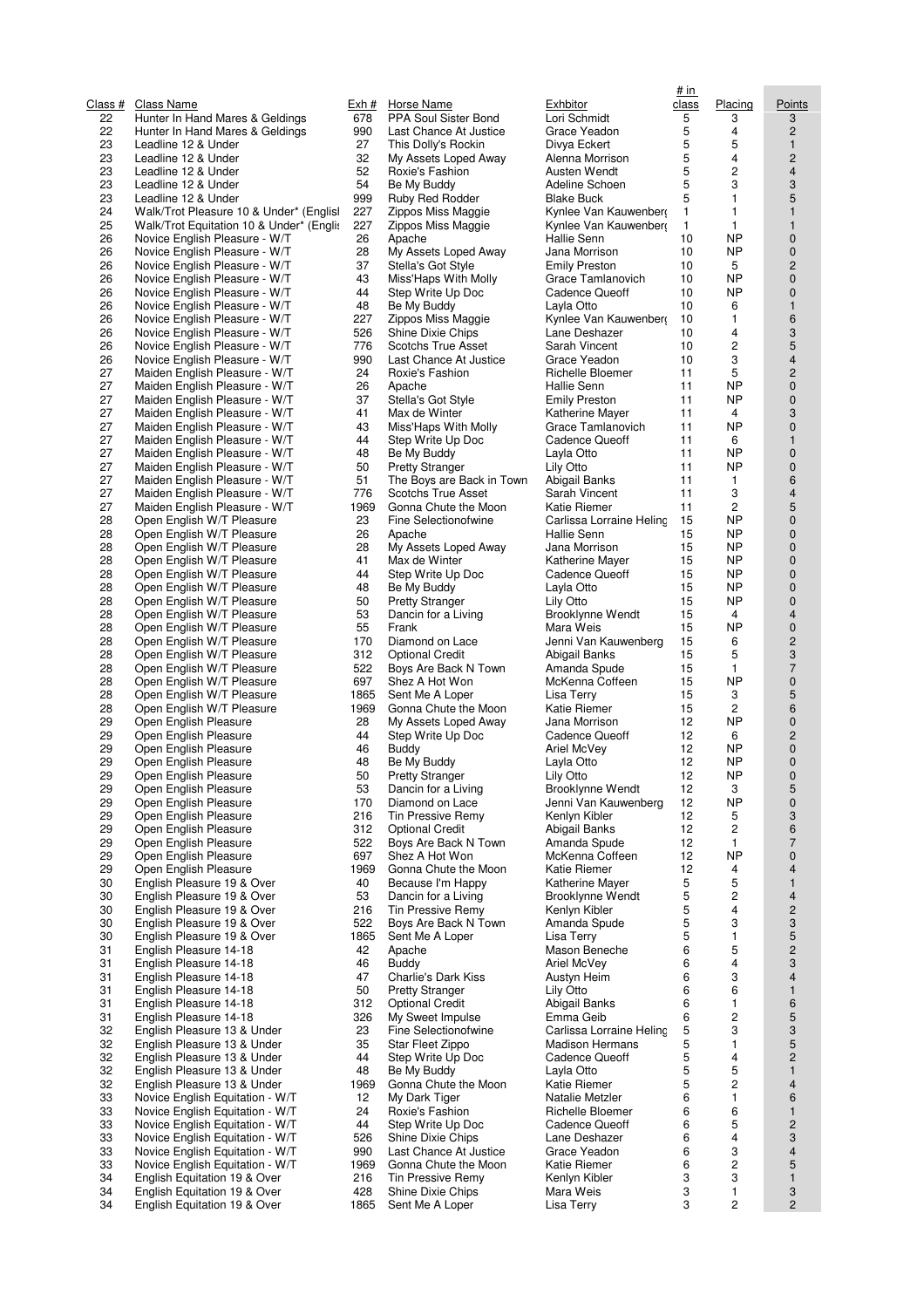| Class # | Class Name | Exh # | Horse Name | Exhbitor | # in class | Placing | Points |
|---|---|---|---|---|---|---|---|
| 22 | Hunter In Hand Mares & Geldings | 678 | PPA Soul Sister Bond | Lori Schmidt | 5 | 3 | 3 |
| 22 | Hunter In Hand Mares & Geldings | 990 | Last Chance At Justice | Grace Yeadon | 5 | 4 | 2 |
| 23 | Leadline 12 & Under | 27 | This Dolly's Rockin | Divya Eckert | 5 | 5 | 1 |
| 23 | Leadline 12 & Under | 32 | My Assets Loped Away | Alenna Morrison | 5 | 4 | 2 |
| 23 | Leadline 12 & Under | 52 | Roxie's Fashion | Austen Wendt | 5 | 2 | 4 |
| 23 | Leadline 12 & Under | 54 | Be My Buddy | Adeline Schoen | 5 | 3 | 3 |
| 23 | Leadline 12 & Under | 999 | Ruby Red Rodder | Blake Buck | 5 | 1 | 5 |
| 24 | Walk/Trot Pleasure 10 & Under* (Englisl | 227 | Zippos Miss Maggie | Kynlee Van Kauwenberg | 1 | 1 | 1 |
| 25 | Walk/Trot Equitation 10 & Under* (Englis | 227 | Zippos Miss Maggie | Kynlee Van Kauwenberg | 1 | 1 | 1 |
| 26 | Novice English Pleasure - W/T | 26 | Apache | Hallie Senn | 10 | NP | 0 |
| 26 | Novice English Pleasure - W/T | 28 | My Assets Loped Away | Jana Morrison | 10 | NP | 0 |
| 26 | Novice English Pleasure - W/T | 37 | Stella's Got Style | Emily Preston | 10 | 5 | 2 |
| 26 | Novice English Pleasure - W/T | 43 | Miss'Haps With Molly | Grace Tamlanovich | 10 | NP | 0 |
| 26 | Novice English Pleasure - W/T | 44 | Step Write Up Doc | Cadence Queoff | 10 | NP | 0 |
| 26 | Novice English Pleasure - W/T | 48 | Be My Buddy | Layla Otto | 10 | 6 | 1 |
| 26 | Novice English Pleasure - W/T | 227 | Zippos Miss Maggie | Kynlee Van Kauwenberg | 10 | 1 | 6 |
| 26 | Novice English Pleasure - W/T | 526 | Shine Dixie Chips | Lane Deshazer | 10 | 4 | 3 |
| 26 | Novice English Pleasure - W/T | 776 | Scotchs True Asset | Sarah Vincent | 10 | 2 | 5 |
| 26 | Novice English Pleasure - W/T | 990 | Last Chance At Justice | Grace Yeadon | 10 | 3 | 4 |
| 27 | Maiden English Pleasure - W/T | 24 | Roxie's Fashion | Richelle Bloemer | 11 | 5 | 2 |
| 27 | Maiden English Pleasure - W/T | 26 | Apache | Hallie Senn | 11 | NP | 0 |
| 27 | Maiden English Pleasure - W/T | 37 | Stella's Got Style | Emily Preston | 11 | NP | 0 |
| 27 | Maiden English Pleasure - W/T | 41 | Max de Winter | Katherine Mayer | 11 | 4 | 3 |
| 27 | Maiden English Pleasure - W/T | 43 | Miss'Haps With Molly | Grace Tamlanovich | 11 | NP | 0 |
| 27 | Maiden English Pleasure - W/T | 44 | Step Write Up Doc | Cadence Queoff | 11 | 6 | 1 |
| 27 | Maiden English Pleasure - W/T | 48 | Be My Buddy | Layla Otto | 11 | NP | 0 |
| 27 | Maiden English Pleasure - W/T | 50 | Pretty Stranger | Lily Otto | 11 | NP | 0 |
| 27 | Maiden English Pleasure - W/T | 51 | The Boys are Back in Town | Abigail Banks | 11 | 1 | 6 |
| 27 | Maiden English Pleasure - W/T | 776 | Scotchs True Asset | Sarah Vincent | 11 | 3 | 4 |
| 27 | Maiden English Pleasure - W/T | 1969 | Gonna Chute the Moon | Katie Riemer | 11 | 2 | 5 |
| 28 | Open English W/T Pleasure | 23 | Fine Selectionofwine | Carlissa Lorraine Heling | 15 | NP | 0 |
| 28 | Open English W/T Pleasure | 26 | Apache | Hallie Senn | 15 | NP | 0 |
| 28 | Open English W/T Pleasure | 28 | My Assets Loped Away | Jana Morrison | 15 | NP | 0 |
| 28 | Open English W/T Pleasure | 41 | Max de Winter | Katherine Mayer | 15 | NP | 0 |
| 28 | Open English W/T Pleasure | 44 | Step Write Up Doc | Cadence Queoff | 15 | NP | 0 |
| 28 | Open English W/T Pleasure | 48 | Be My Buddy | Layla Otto | 15 | NP | 0 |
| 28 | Open English W/T Pleasure | 50 | Pretty Stranger | Lily Otto | 15 | NP | 0 |
| 28 | Open English W/T Pleasure | 53 | Dancin for a Living | Brooklynne Wendt | 15 | 4 | 4 |
| 28 | Open English W/T Pleasure | 55 | Frank | Mara Weis | 15 | NP | 0 |
| 28 | Open English W/T Pleasure | 170 | Diamond on Lace | Jenni Van Kauwenberg | 15 | 6 | 2 |
| 28 | Open English W/T Pleasure | 312 | Optional Credit | Abigail Banks | 15 | 5 | 3 |
| 28 | Open English W/T Pleasure | 522 | Boys Are Back N Town | Amanda Spude | 15 | 1 | 7 |
| 28 | Open English W/T Pleasure | 697 | Shez A Hot Won | McKenna Coffeen | 15 | NP | 0 |
| 28 | Open English W/T Pleasure | 1865 | Sent Me A Loper | Lisa Terry | 15 | 3 | 5 |
| 28 | Open English W/T Pleasure | 1969 | Gonna Chute the Moon | Katie Riemer | 15 | 2 | 6 |
| 29 | Open English Pleasure | 28 | My Assets Loped Away | Jana Morrison | 12 | NP | 0 |
| 29 | Open English Pleasure | 44 | Step Write Up Doc | Cadence Queoff | 12 | 6 | 2 |
| 29 | Open English Pleasure | 46 | Buddy | Ariel McVey | 12 | NP | 0 |
| 29 | Open English Pleasure | 48 | Be My Buddy | Layla Otto | 12 | NP | 0 |
| 29 | Open English Pleasure | 50 | Pretty Stranger | Lily Otto | 12 | NP | 0 |
| 29 | Open English Pleasure | 53 | Dancin for a Living | Brooklynne Wendt | 12 | 3 | 5 |
| 29 | Open English Pleasure | 170 | Diamond on Lace | Jenni Van Kauwenberg | 12 | NP | 0 |
| 29 | Open English Pleasure | 216 | Tin Pressive Remy | Kenlyn Kibler | 12 | 5 | 3 |
| 29 | Open English Pleasure | 312 | Optional Credit | Abigail Banks | 12 | 2 | 6 |
| 29 | Open English Pleasure | 522 | Boys Are Back N Town | Amanda Spude | 12 | 1 | 7 |
| 29 | Open English Pleasure | 697 | Shez A Hot Won | McKenna Coffeen | 12 | NP | 0 |
| 29 | Open English Pleasure | 1969 | Gonna Chute the Moon | Katie Riemer | 12 | 4 | 4 |
| 30 | English Pleasure 19 & Over | 40 | Because I'm Happy | Katherine Mayer | 5 | 5 | 1 |
| 30 | English Pleasure 19 & Over | 53 | Dancin for a Living | Brooklynne Wendt | 5 | 2 | 4 |
| 30 | English Pleasure 19 & Over | 216 | Tin Pressive Remy | Kenlyn Kibler | 5 | 4 | 2 |
| 30 | English Pleasure 19 & Over | 522 | Boys Are Back N Town | Amanda Spude | 5 | 3 | 3 |
| 30 | English Pleasure 19 & Over | 1865 | Sent Me A Loper | Lisa Terry | 5 | 1 | 5 |
| 31 | English Pleasure 14-18 | 42 | Apache | Mason Beneche | 6 | 5 | 2 |
| 31 | English Pleasure 14-18 | 46 | Buddy | Ariel McVey | 6 | 4 | 3 |
| 31 | English Pleasure 14-18 | 47 | Charlie's Dark Kiss | Austyn Heim | 6 | 3 | 4 |
| 31 | English Pleasure 14-18 | 50 | Pretty Stranger | Lily Otto | 6 | 6 | 1 |
| 31 | English Pleasure 14-18 | 312 | Optional Credit | Abigail Banks | 6 | 1 | 6 |
| 31 | English Pleasure 14-18 | 326 | My Sweet Impulse | Emma Geib | 6 | 2 | 5 |
| 32 | English Pleasure 13 & Under | 23 | Fine Selectionofwine | Carlissa Lorraine Heling | 5 | 3 | 3 |
| 32 | English Pleasure 13 & Under | 35 | Star Fleet Zippo | Madison Hermans | 5 | 1 | 5 |
| 32 | English Pleasure 13 & Under | 44 | Step Write Up Doc | Cadence Queoff | 5 | 4 | 2 |
| 32 | English Pleasure 13 & Under | 48 | Be My Buddy | Layla Otto | 5 | 5 | 1 |
| 32 | English Pleasure 13 & Under | 1969 | Gonna Chute the Moon | Katie Riemer | 5 | 2 | 4 |
| 33 | Novice English Equitation - W/T | 12 | My Dark Tiger | Natalie Metzler | 6 | 1 | 6 |
| 33 | Novice English Equitation - W/T | 24 | Roxie's Fashion | Richelle Bloemer | 6 | 6 | 1 |
| 33 | Novice English Equitation - W/T | 44 | Step Write Up Doc | Cadence Queoff | 6 | 5 | 2 |
| 33 | Novice English Equitation - W/T | 526 | Shine Dixie Chips | Lane Deshazer | 6 | 4 | 3 |
| 33 | Novice English Equitation - W/T | 990 | Last Chance At Justice | Grace Yeadon | 6 | 3 | 4 |
| 33 | Novice English Equitation - W/T | 1969 | Gonna Chute the Moon | Katie Riemer | 6 | 2 | 5 |
| 34 | English Equitation 19 & Over | 216 | Tin Pressive Remy | Kenlyn Kibler | 3 | 3 | 1 |
| 34 | English Equitation 19 & Over | 428 | Shine Dixie Chips | Mara Weis | 3 | 1 | 3 |
| 34 | English Equitation 19 & Over | 1865 | Sent Me A Loper | Lisa Terry | 3 | 2 | 2 |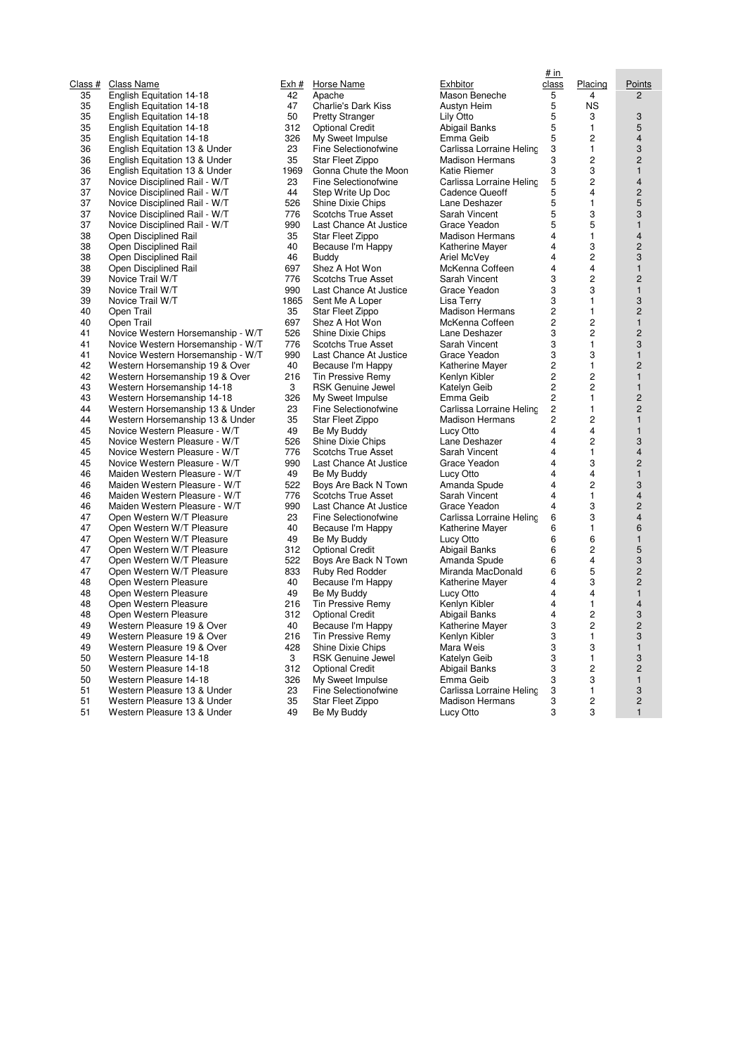| Class # | Class Name | Exh # | Horse Name | Exhbitor | # in class | Placing | Points |
|---|---|---|---|---|---|---|---|
| 35 | English Equitation 14-18 | 42 | Apache | Mason Beneche | 5 | 4 | 2 |
| 35 | English Equitation 14-18 | 47 | Charlie's Dark Kiss | Austyn Heim | 5 | NS | |
| 35 | English Equitation 14-18 | 50 | Pretty Stranger | Lily Otto | 5 | 3 | 3 |
| 35 | English Equitation 14-18 | 312 | Optional Credit | Abigail Banks | 5 | 1 | 5 |
| 35 | English Equitation 14-18 | 326 | My Sweet Impulse | Emma Geib | 5 | 2 | 4 |
| 36 | English Equitation 13 & Under | 23 | Fine Selectionofwine | Carlissa Lorraine Heling | 3 | 1 | 3 |
| 36 | English Equitation 13 & Under | 35 | Star Fleet Zippo | Madison Hermans | 3 | 2 | 2 |
| 36 | English Equitation 13 & Under | 1969 | Gonna Chute the Moon | Katie Riemer | 3 | 3 | 1 |
| 37 | Novice Disciplined Rail - W/T | 23 | Fine Selectionofwine | Carlissa Lorraine Heling | 5 | 2 | 4 |
| 37 | Novice Disciplined Rail - W/T | 44 | Step Write Up Doc | Cadence Queoff | 5 | 4 | 2 |
| 37 | Novice Disciplined Rail - W/T | 526 | Shine Dixie Chips | Lane Deshazer | 5 | 1 | 5 |
| 37 | Novice Disciplined Rail - W/T | 776 | Scotchs True Asset | Sarah Vincent | 5 | 3 | 3 |
| 37 | Novice Disciplined Rail - W/T | 990 | Last Chance At Justice | Grace Yeadon | 5 | 5 | 1 |
| 38 | Open Disciplined Rail | 35 | Star Fleet Zippo | Madison Hermans | 4 | 1 | 4 |
| 38 | Open Disciplined Rail | 40 | Because I'm Happy | Katherine Mayer | 4 | 3 | 2 |
| 38 | Open Disciplined Rail | 46 | Buddy | Ariel McVey | 4 | 2 | 3 |
| 38 | Open Disciplined Rail | 697 | Shez A Hot Won | McKenna Coffeen | 4 | 4 | 1 |
| 39 | Novice Trail W/T | 776 | Scotchs True Asset | Sarah Vincent | 3 | 2 | 2 |
| 39 | Novice Trail W/T | 990 | Last Chance At Justice | Grace Yeadon | 3 | 3 | 1 |
| 39 | Novice Trail W/T | 1865 | Sent Me A Loper | Lisa Terry | 3 | 1 | 3 |
| 40 | Open Trail | 35 | Star Fleet Zippo | Madison Hermans | 2 | 1 | 2 |
| 40 | Open Trail | 697 | Shez A Hot Won | McKenna Coffeen | 2 | 2 | 1 |
| 41 | Novice Western Horsemanship - W/T | 526 | Shine Dixie Chips | Lane Deshazer | 3 | 2 | 2 |
| 41 | Novice Western Horsemanship - W/T | 776 | Scotchs True Asset | Sarah Vincent | 3 | 1 | 3 |
| 41 | Novice Western Horsemanship - W/T | 990 | Last Chance At Justice | Grace Yeadon | 3 | 3 | 1 |
| 42 | Western Horsemanship 19 & Over | 40 | Because I'm Happy | Katherine Mayer | 2 | 1 | 2 |
| 42 | Western Horsemanship 19 & Over | 216 | Tin Pressive Remy | Kenlyn Kibler | 2 | 2 | 1 |
| 43 | Western Horsemanship 14-18 | 3 | RSK Genuine Jewel | Katelyn Geib | 2 | 2 | 1 |
| 43 | Western Horsemanship 14-18 | 326 | My Sweet Impulse | Emma Geib | 2 | 1 | 2 |
| 44 | Western Horsemanship 13 & Under | 23 | Fine Selectionofwine | Carlissa Lorraine Heling | 2 | 1 | 2 |
| 44 | Western Horsemanship 13 & Under | 35 | Star Fleet Zippo | Madison Hermans | 2 | 2 | 1 |
| 45 | Novice Western Pleasure - W/T | 49 | Be My Buddy | Lucy Otto | 4 | 4 | 1 |
| 45 | Novice Western Pleasure - W/T | 526 | Shine Dixie Chips | Lane Deshazer | 4 | 2 | 3 |
| 45 | Novice Western Pleasure - W/T | 776 | Scotchs True Asset | Sarah Vincent | 4 | 1 | 4 |
| 45 | Novice Western Pleasure - W/T | 990 | Last Chance At Justice | Grace Yeadon | 4 | 3 | 2 |
| 46 | Maiden Western Pleasure - W/T | 49 | Be My Buddy | Lucy Otto | 4 | 4 | 1 |
| 46 | Maiden Western Pleasure - W/T | 522 | Boys Are Back N Town | Amanda Spude | 4 | 2 | 3 |
| 46 | Maiden Western Pleasure - W/T | 776 | Scotchs True Asset | Sarah Vincent | 4 | 1 | 4 |
| 46 | Maiden Western Pleasure - W/T | 990 | Last Chance At Justice | Grace Yeadon | 4 | 3 | 2 |
| 47 | Open Western W/T Pleasure | 23 | Fine Selectionofwine | Carlissa Lorraine Heling | 6 | 3 | 4 |
| 47 | Open Western W/T Pleasure | 40 | Because I'm Happy | Katherine Mayer | 6 | 1 | 6 |
| 47 | Open Western W/T Pleasure | 49 | Be My Buddy | Lucy Otto | 6 | 6 | 1 |
| 47 | Open Western W/T Pleasure | 312 | Optional Credit | Abigail Banks | 6 | 2 | 5 |
| 47 | Open Western W/T Pleasure | 522 | Boys Are Back N Town | Amanda Spude | 6 | 4 | 3 |
| 47 | Open Western W/T Pleasure | 833 | Ruby Red Rodder | Miranda MacDonald | 6 | 5 | 2 |
| 48 | Open Western Pleasure | 40 | Because I'm Happy | Katherine Mayer | 4 | 3 | 2 |
| 48 | Open Western Pleasure | 49 | Be My Buddy | Lucy Otto | 4 | 4 | 1 |
| 48 | Open Western Pleasure | 216 | Tin Pressive Remy | Kenlyn Kibler | 4 | 1 | 4 |
| 48 | Open Western Pleasure | 312 | Optional Credit | Abigail Banks | 4 | 2 | 3 |
| 49 | Western Pleasure 19 & Over | 40 | Because I'm Happy | Katherine Mayer | 3 | 2 | 2 |
| 49 | Western Pleasure 19 & Over | 216 | Tin Pressive Remy | Kenlyn Kibler | 3 | 1 | 3 |
| 49 | Western Pleasure 19 & Over | 428 | Shine Dixie Chips | Mara Weis | 3 | 3 | 1 |
| 50 | Western Pleasure 14-18 | 3 | RSK Genuine Jewel | Katelyn Geib | 3 | 1 | 3 |
| 50 | Western Pleasure 14-18 | 312 | Optional Credit | Abigail Banks | 3 | 2 | 2 |
| 50 | Western Pleasure 14-18 | 326 | My Sweet Impulse | Emma Geib | 3 | 3 | 1 |
| 51 | Western Pleasure 13 & Under | 23 | Fine Selectionofwine | Carlissa Lorraine Heling | 3 | 1 | 3 |
| 51 | Western Pleasure 13 & Under | 35 | Star Fleet Zippo | Madison Hermans | 3 | 2 | 2 |
| 51 | Western Pleasure 13 & Under | 49 | Be My Buddy | Lucy Otto | 3 | 3 | 1 |